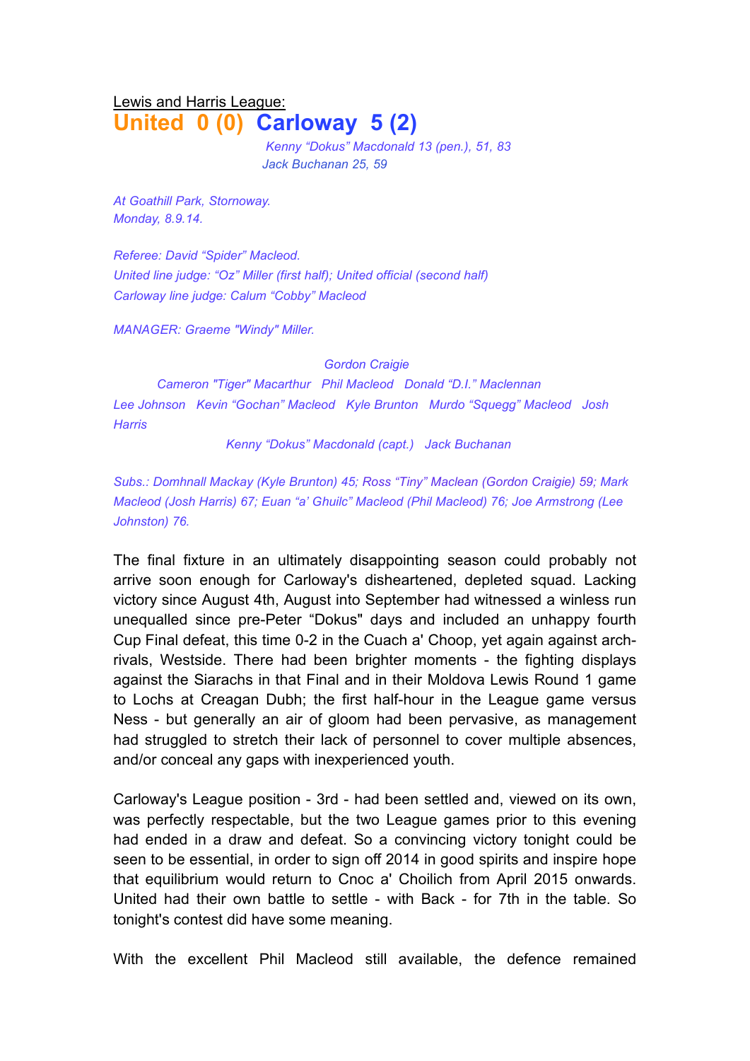Lewis and Harris League:

# United 0 (0) Carloway 5 (2)

*Kenny "Dokus" Macdonald 13 (pen.), 51, 83*
*Jack Buchanan 25, 59*

*At Goathill Park, Stornoway.*
*Monday, 8.9.14.*

*Referee: David "Spider" Macleod.*
*United line judge: "Oz" Miller (first half); United official (second half)*
*Carloway line judge: Calum "Cobby" Macleod*

*MANAGER: Graeme "Windy" Miller.*

*Gordon Craigie*

*Cameron "Tiger" Macarthur Phil Macleod Donald "D.I." Maclennan*

*Lee Johnson Kevin "Gochan" Macleod Kyle Brunton Murdo "Squegg" Macleod Josh Harris*

*Kenny "Dokus" Macdonald (capt.) Jack Buchanan*

*Subs.: Domhnall Mackay (Kyle Brunton) 45; Ross "Tiny" Maclean (Gordon Craigie) 59; Mark Macleod (Josh Harris) 67; Euan "a' Ghuilc" Macleod (Phil Macleod) 76; Joe Armstrong (Lee Johnston) 76.*

The final fixture in an ultimately disappointing season could probably not arrive soon enough for Carloway's disheartened, depleted squad. Lacking victory since August 4th, August into September had witnessed a winless run unequalled since pre-Peter "Dokus" days and included an unhappy fourth Cup Final defeat, this time 0-2 in the Cuach a' Choop, yet again against arch-rivals, Westside. There had been brighter moments - the fighting displays against the Siarachs in that Final and in their Moldova Lewis Round 1 game to Lochs at Creagan Dubh; the first half-hour in the League game versus Ness - but generally an air of gloom had been pervasive, as management had struggled to stretch their lack of personnel to cover multiple absences, and/or conceal any gaps with inexperienced youth.

Carloway's League position - 3rd - had been settled and, viewed on its own, was perfectly respectable, but the two League games prior to this evening had ended in a draw and defeat. So a convincing victory tonight could be seen to be essential, in order to sign off 2014 in good spirits and inspire hope that equilibrium would return to Cnoc a' Choilich from April 2015 onwards. United had their own battle to settle - with Back - for 7th in the table. So tonight's contest did have some meaning.

With the excellent Phil Macleod still available, the defence remained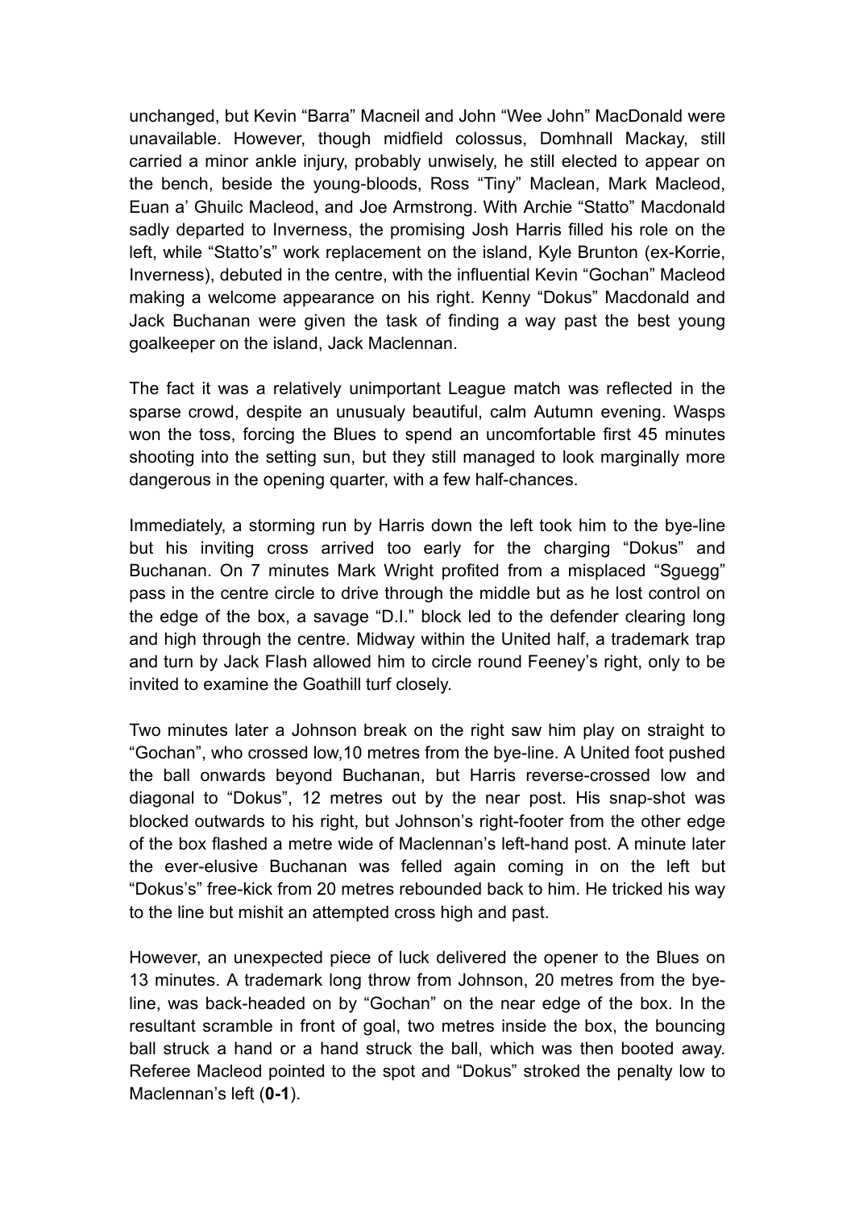unchanged, but Kevin "Barra" Macneil and John "Wee John" MacDonald were unavailable. However, though midfield colossus, Domhnall Mackay, still carried a minor ankle injury, probably unwisely, he still elected to appear on the bench, beside the young-bloods, Ross "Tiny" Maclean, Mark Macleod, Euan a' Ghuilc Macleod, and Joe Armstrong. With Archie "Statto" Macdonald sadly departed to Inverness, the promising Josh Harris filled his role on the left, while "Statto's" work replacement on the island, Kyle Brunton (ex-Korrie, Inverness), debuted in the centre, with the influential Kevin "Gochan" Macleod making a welcome appearance on his right. Kenny "Dokus" Macdonald and Jack Buchanan were given the task of finding a way past the best young goalkeeper on the island, Jack Maclennan.

The fact it was a relatively unimportant League match was reflected in the sparse crowd, despite an unusualy beautiful, calm Autumn evening. Wasps won the toss, forcing the Blues to spend an uncomfortable first 45 minutes shooting into the setting sun, but they still managed to look marginally more dangerous in the opening quarter, with a few half-chances.

Immediately, a storming run by Harris down the left took him to the bye-line but his inviting cross arrived too early for the charging "Dokus" and Buchanan. On 7 minutes Mark Wright profited from a misplaced "Sguegg" pass in the centre circle to drive through the middle but as he lost control on the edge of the box, a savage "D.I." block led to the defender clearing long and high through the centre. Midway within the United half, a trademark trap and turn by Jack Flash allowed him to circle round Feeney's right, only to be invited to examine the Goathill turf closely.

Two minutes later a Johnson break on the right saw him play on straight to "Gochan", who crossed low,10 metres from the bye-line. A United foot pushed the ball onwards beyond Buchanan, but Harris reverse-crossed low and diagonal to "Dokus", 12 metres out by the near post. His snap-shot was blocked outwards to his right, but Johnson's right-footer from the other edge of the box flashed a metre wide of Maclennan's left-hand post. A minute later the ever-elusive Buchanan was felled again coming in on the left but "Dokus's" free-kick from 20 metres rebounded back to him. He tricked his way to the line but mishit an attempted cross high and past.

However, an unexpected piece of luck delivered the opener to the Blues on 13 minutes. A trademark long throw from Johnson, 20 metres from the bye-line, was back-headed on by "Gochan" on the near edge of the box. In the resultant scramble in front of goal, two metres inside the box, the bouncing ball struck a hand or a hand struck the ball, which was then booted away. Referee Macleod pointed to the spot and "Dokus" stroked the penalty low to Maclennan's left (**0-1**).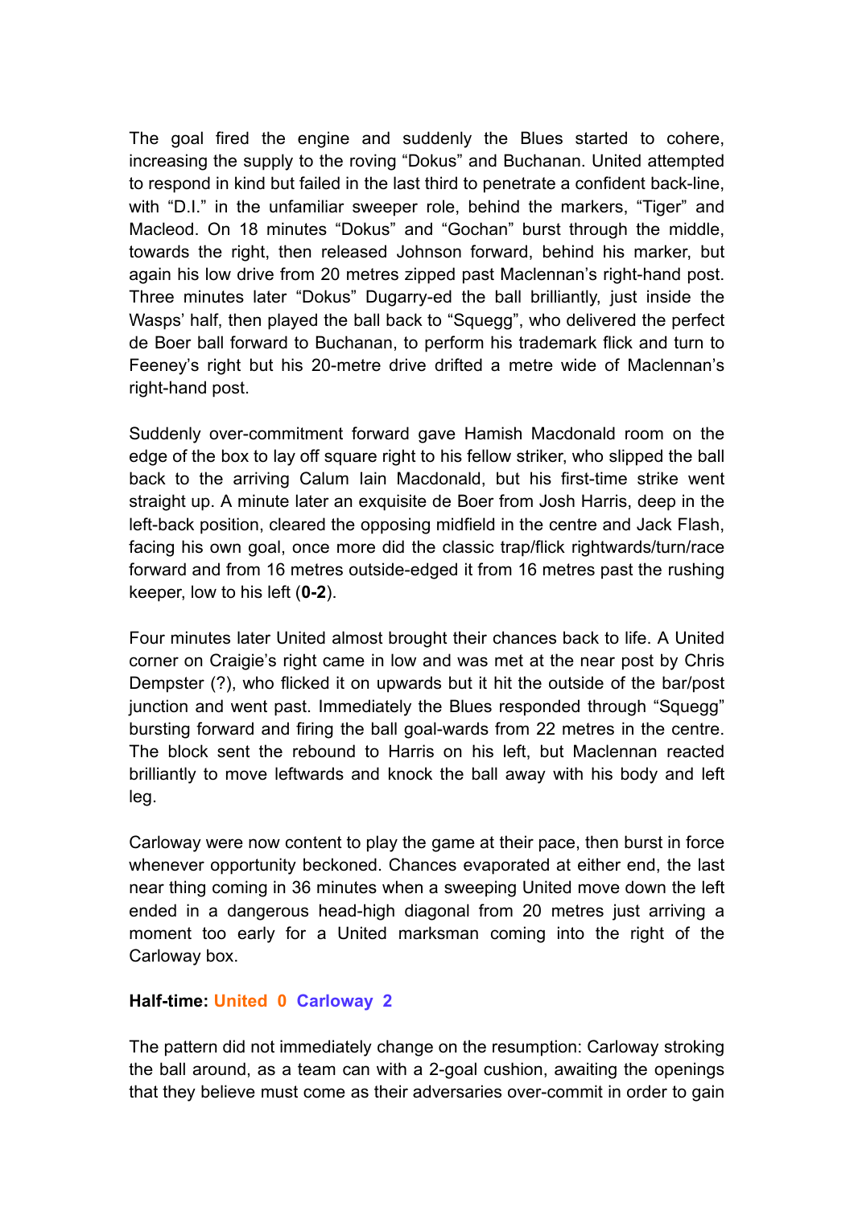The goal fired the engine and suddenly the Blues started to cohere, increasing the supply to the roving “Dokus” and Buchanan. United attempted to respond in kind but failed in the last third to penetrate a confident back-line, with “D.I.” in the unfamiliar sweeper role, behind the markers, “Tiger” and Macleod. On 18 minutes “Dokus” and “Gochan” burst through the middle, towards the right, then released Johnson forward, behind his marker, but again his low drive from 20 metres zipped past Maclennan’s right-hand post. Three minutes later “Dokus” Dugarry-ed the ball brilliantly, just inside the Wasps’ half, then played the ball back to “Squegg”, who delivered the perfect de Boer ball forward to Buchanan, to perform his trademark flick and turn to Feeney’s right but his 20-metre drive drifted a metre wide of Maclennan’s right-hand post.

Suddenly over-commitment forward gave Hamish Macdonald room on the edge of the box to lay off square right to his fellow striker, who slipped the ball back to the arriving Calum Iain Macdonald, but his first-time strike went straight up. A minute later an exquisite de Boer from Josh Harris, deep in the left-back position, cleared the opposing midfield in the centre and Jack Flash, facing his own goal, once more did the classic trap/flick rightwards/turn/race forward and from 16 metres outside-edged it from 16 metres past the rushing keeper, low to his left (**0-2**).

Four minutes later United almost brought their chances back to life. A United corner on Craigie’s right came in low and was met at the near post by Chris Dempster (?), who flicked it on upwards but it hit the outside of the bar/post junction and went past. Immediately the Blues responded through “Squegg” bursting forward and firing the ball goal-wards from 22 metres in the centre. The block sent the rebound to Harris on his left, but Maclennan reacted brilliantly to move leftwards and knock the ball away with his body and left leg.

Carloway were now content to play the game at their pace, then burst in force whenever opportunity beckoned. Chances evaporated at either end, the last near thing coming in 36 minutes when a sweeping United move down the left ended in a dangerous head-high diagonal from 20 metres just arriving a moment too early for a United marksman coming into the right of the Carloway box.

**Half-time: United 0 Carloway 2**

The pattern did not immediately change on the resumption: Carloway stroking the ball around, as a team can with a 2-goal cushion, awaiting the openings that they believe must come as their adversaries over-commit in order to gain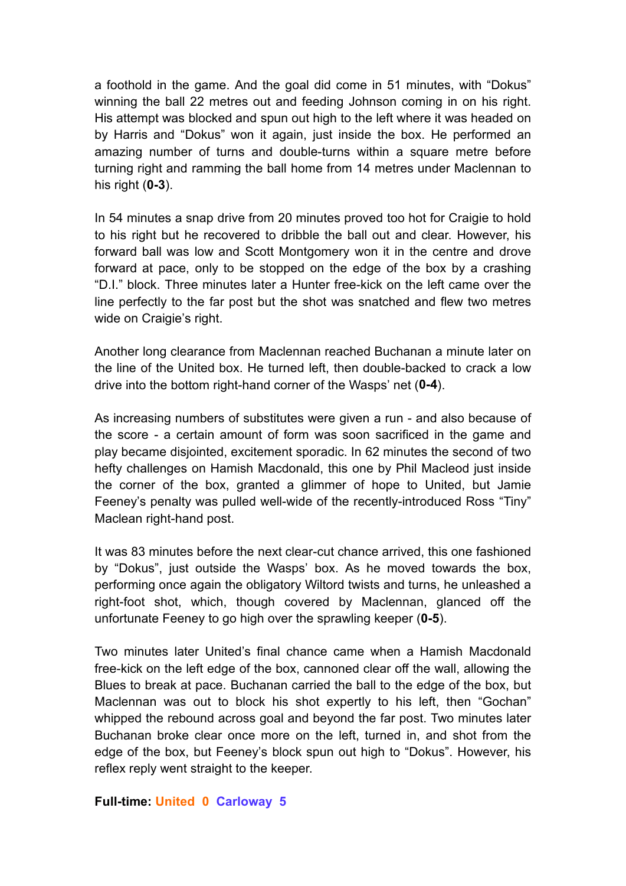a foothold in the game. And the goal did come in 51 minutes, with “Dokus” winning the ball 22 metres out and feeding Johnson coming in on his right. His attempt was blocked and spun out high to the left where it was headed on by Harris and “Dokus” won it again, just inside the box. He performed an amazing number of turns and double-turns within a square metre before turning right and ramming the ball home from 14 metres under Maclennan to his right (**0-3**).

In 54 minutes a snap drive from 20 minutes proved too hot for Craigie to hold to his right but he recovered to dribble the ball out and clear. However, his forward ball was low and Scott Montgomery won it in the centre and drove forward at pace, only to be stopped on the edge of the box by a crashing “D.I.” block. Three minutes later a Hunter free-kick on the left came over the line perfectly to the far post but the shot was snatched and flew two metres wide on Craigie’s right.

Another long clearance from Maclennan reached Buchanan a minute later on the line of the United box. He turned left, then double-backed to crack a low drive into the bottom right-hand corner of the Wasps’ net (**0-4**).

As increasing numbers of substitutes were given a run - and also because of the score - a certain amount of form was soon sacrificed in the game and play became disjointed, excitement sporadic. In 62 minutes the second of two hefty challenges on Hamish Macdonald, this one by Phil Macleod just inside the corner of the box, granted a glimmer of hope to United, but Jamie Feeney’s penalty was pulled well-wide of the recently-introduced Ross “Tiny” Maclean right-hand post.

It was 83 minutes before the next clear-cut chance arrived, this one fashioned by “Dokus”, just outside the Wasps’ box. As he moved towards the box, performing once again the obligatory Wiltord twists and turns, he unleashed a right-foot shot, which, though covered by Maclennan, glanced off the unfortunate Feeney to go high over the sprawling keeper (**0-5**).

Two minutes later United’s final chance came when a Hamish Macdonald free-kick on the left edge of the box, cannoned clear off the wall, allowing the Blues to break at pace. Buchanan carried the ball to the edge of the box, but Maclennan was out to block his shot expertly to his left, then “Gochan” whipped the rebound across goal and beyond the far post. Two minutes later Buchanan broke clear once more on the left, turned in, and shot from the edge of the box, but Feeney’s block spun out high to “Dokus”. However, his reflex reply went straight to the keeper.

**Full-time: United 0 Carloway 5**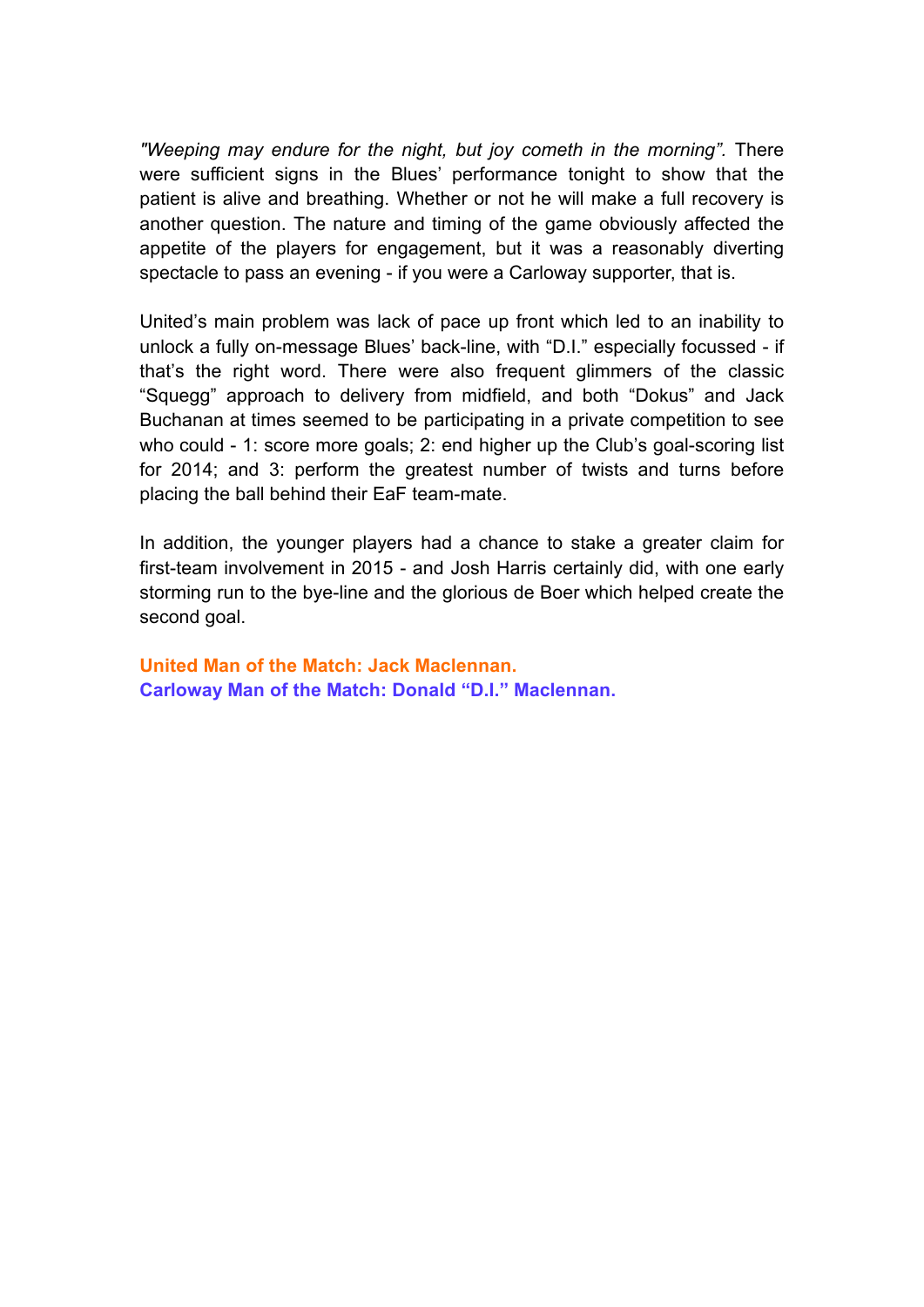*"Weeping may endure for the night, but joy cometh in the morning".* There were sufficient signs in the Blues' performance tonight to show that the patient is alive and breathing. Whether or not he will make a full recovery is another question. The nature and timing of the game obviously affected the appetite of the players for engagement, but it was a reasonably diverting spectacle to pass an evening - if you were a Carloway supporter, that is.

United's main problem was lack of pace up front which led to an inability to unlock a fully on-message Blues' back-line, with "D.I." especially focussed - if that's the right word. There were also frequent glimmers of the classic "Squegg" approach to delivery from midfield, and both "Dokus" and Jack Buchanan at times seemed to be participating in a private competition to see who could - 1: score more goals; 2: end higher up the Club's goal-scoring list for 2014; and 3: perform the greatest number of twists and turns before placing the ball behind their EaF team-mate.

In addition, the younger players had a chance to stake a greater claim for first-team involvement in 2015 - and Josh Harris certainly did, with one early storming run to the bye-line and the glorious de Boer which helped create the second goal.

**United Man of the Match: Jack Maclennan.**
**Carloway Man of the Match: Donald "D.I." Maclennan.**